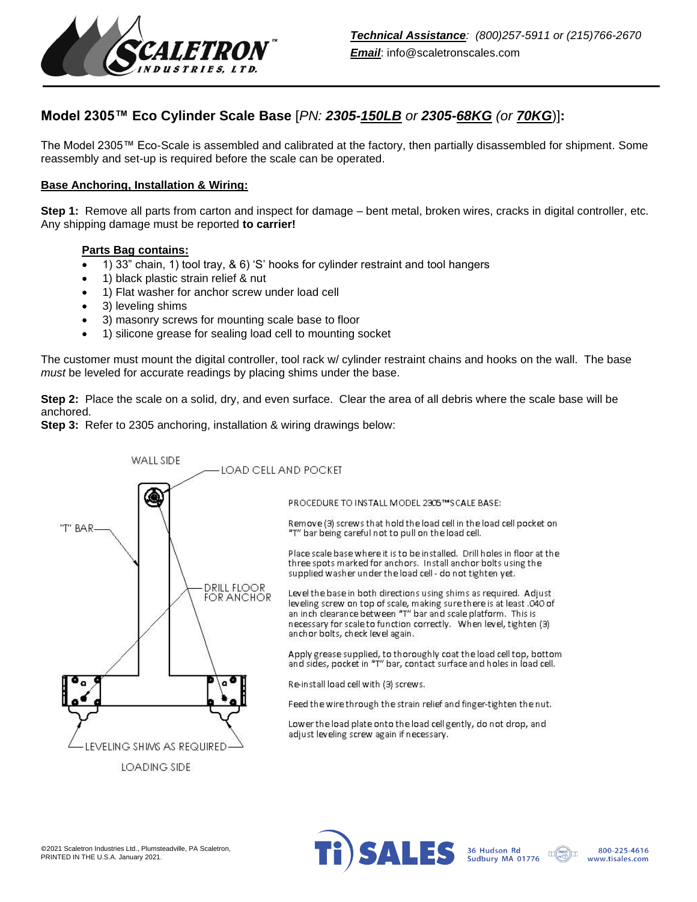**Technical Assistance**: *(800)257-5911 or (215)766-2670*
**Email**: info@scaletronscales.com

## Model 2305™ Eco Cylinder Scale Base [*PN: **2305-150LB** or **2305-68KG** (or **70KG**)*]:

The Model 2305™ Eco-Scale is assembled and calibrated at the factory, then partially disassembled for shipment. Some reassembly and set-up is required before the scale can be operated.

### Base Anchoring, Installation & Wiring:

**Step 1:** Remove all parts from carton and inspect for damage – bent metal, broken wires, cracks in digital controller, etc. Any shipping damage must be reported **to carrier!**

**Parts Bag contains:**

- 1) 33" chain, 1) tool tray, & 6) 'S' hooks for cylinder restraint and tool hangers
- 1) black plastic strain relief & nut
- 1) Flat washer for anchor screw under load cell
- 3) leveling shims
- 3) masonry screws for mounting scale base to floor
- 1) silicone grease for sealing load cell to mounting socket

The customer must mount the digital controller, tool rack w/ cylinder restraint chains and hooks on the wall. The base *must* be leveled for accurate readings by placing shims under the base.

**Step 2:** Place the scale on a solid, dry, and even surface. Clear the area of all debris where the scale base will be anchored.
**Step 3:** Refer to 2305 anchoring, installation & wiring drawings below:

WALL SIDE
LOAD CELL AND POCKET
"T" BAR
DRILL FLOOR FOR ANCHOR
LEVELING SHIMS AS REQUIRED
LOADING SIDE

PROCEDURE TO INSTALL MODEL 2305™ SCALE BASE:

Remove (3) screws that hold the load cell in the load cell pocket on "T" bar being careful not to pull on the load cell.

Place scale base where it is to be installed. Drill holes in floor at the three spots marked for anchors. Install anchor bolts using the supplied washer under the load cell - do not tighten yet.

Level the base in both directions using shims as required. Adjust leveling screw on top of scale, making sure there is at least .040 of an inch clearance between "T" bar and scale platform. This is necessary for scale to function correctly. When level, tighten (3) anchor bolts, check level again.

Apply grease supplied, to thoroughly coat the load cell top, bottom and sides, pocket in "T" bar, contact surface and holes in load cell.

Re-install load cell with (3) screws.

Feed the wire through the strain relief and finger-tighten the nut.

Lower the load plate onto the load cell gently, do not drop, and adjust leveling screw again if necessary.

©2021 Scaletron Industries Ltd., Plumsteadville, PA Scaletron, PRINTED IN THE U.S.A. January 2021.

Ti SALES 36 Hudson Rd Sudbury MA 01776 800-225-4616 www.tisales.com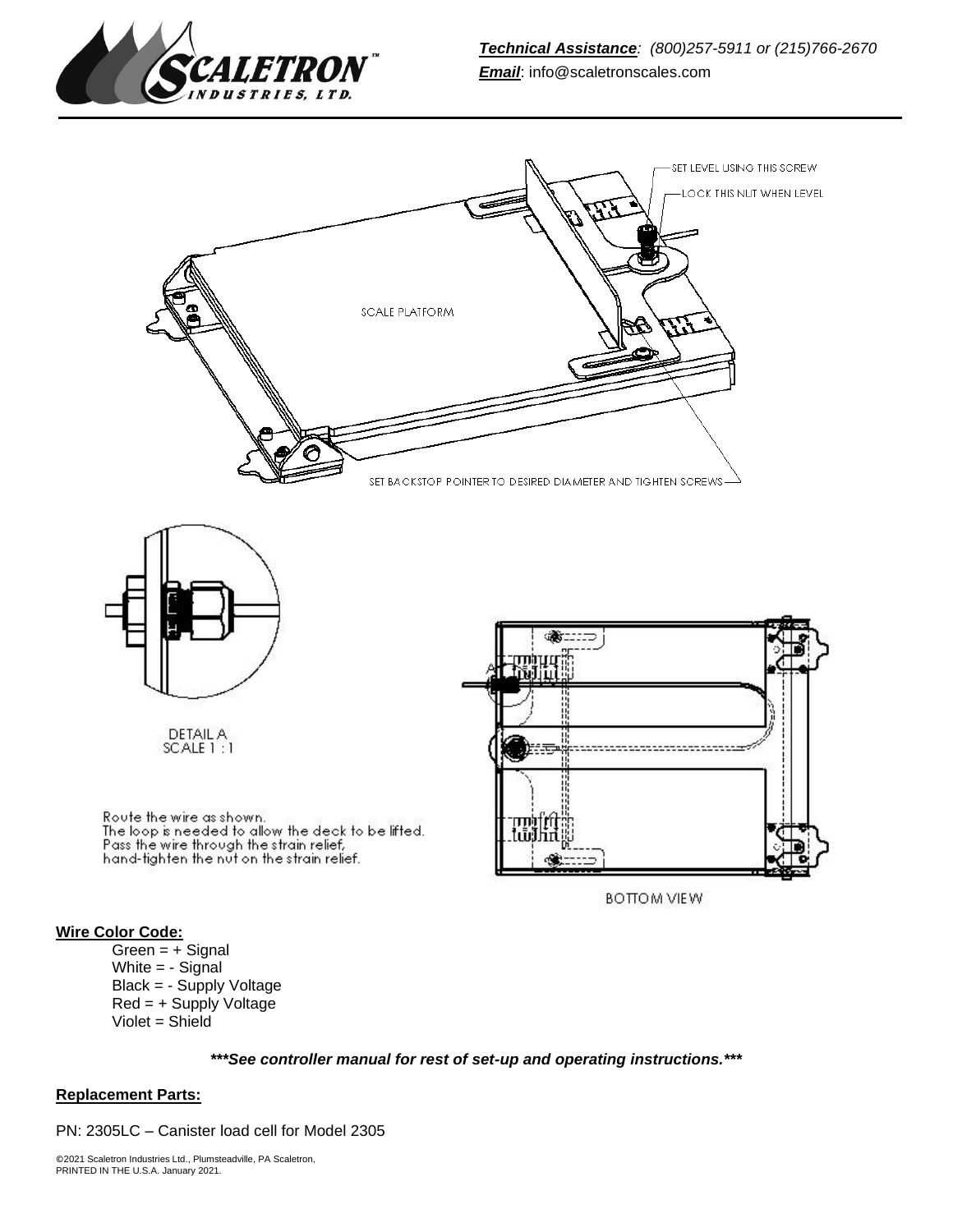*Technical Assistance: (800)257-5911 or (215)766-2670*
*Email: info@scaletronscales.com*

SET LEVEL USING THIS SCREW

LOCK THIS NUT WHEN LEVEL

SCALE PLATFORM

SET BACKSTOP POINTER TO DESIRED DIAMETER AND TIGHTEN SCREWS

DETAIL A
SCALE 1 : 1

Route the wire as shown.
The loop is needed to allow the deck to be lifted.
Pass the wire through the strain relief,
hand-tighten the nut on the strain relief.

BOTTOM VIEW

**Wire Color Code:**

Green = + Signal
White = - Signal
Black = - Supply Voltage
Red = + Supply Voltage
Violet = Shield

***\*\*\*See controller manual for rest of set-up and operating instructions.\*\*\****

**Replacement Parts:**

PN: 2305LC – Canister load cell for Model 2305

©2021 Scaletron Industries Ltd., Plumsteadville, PA Scaletron,
PRINTED IN THE U.S.A. January 2021.